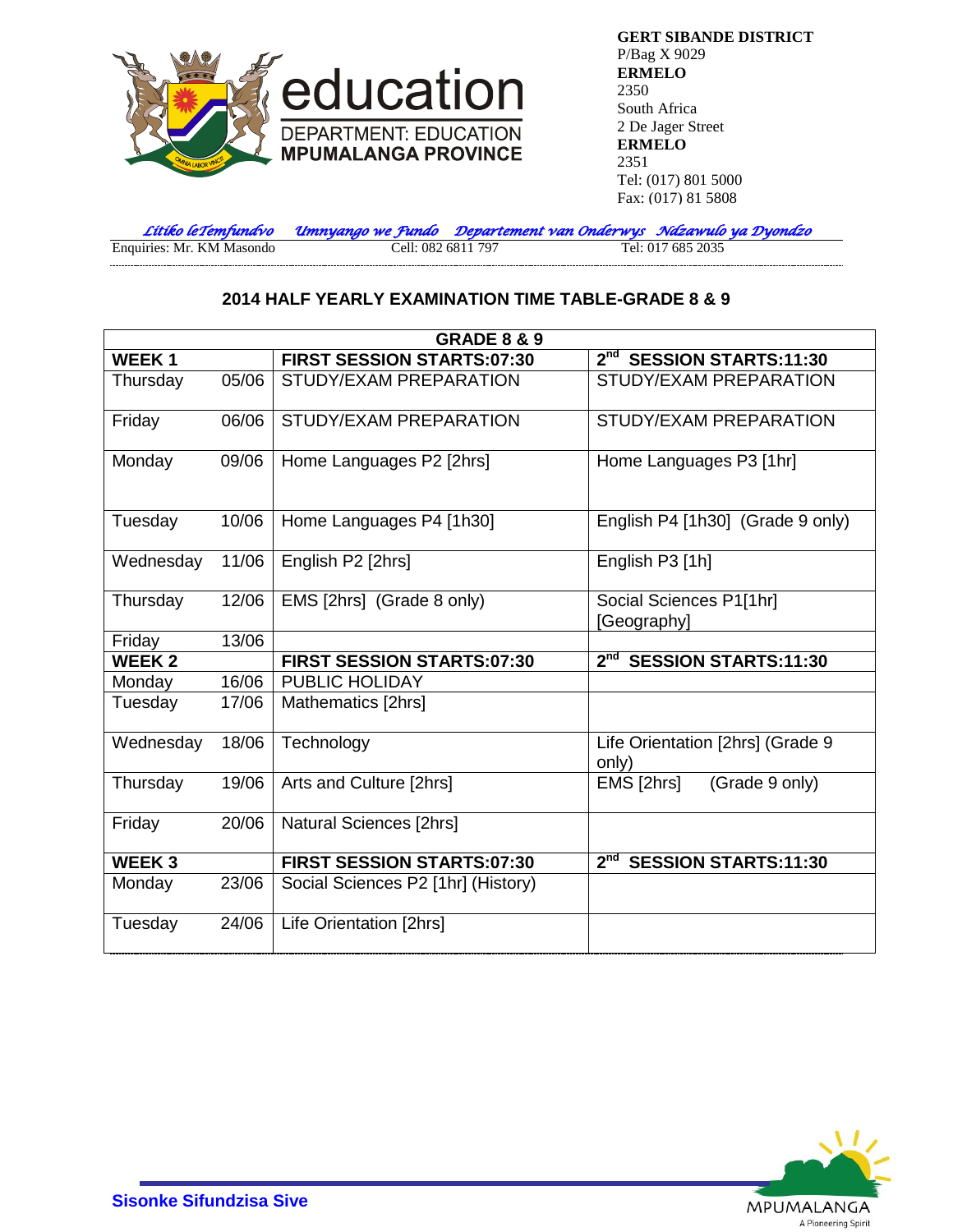education
DEPARTMENT: EDUCATION
**MPUMALANGA PROVINCE**

**GERT SIBANDE DISTRICT**
P/Bag X 9029
**ERMELO**
2350
South Africa
2 De Jager Street
**ERMELO**
2351
Tel: (017) 801 5000
Fax: (017) 81 5808

*Litiko leTemfundvo Umnyango we Fundo Departement van Onderwys Ndzawulo ya Dyondzo*

Enquiries: Mr. KM Masondo Cell: 082 6811 797 Tel: 017 685 2035

## 2014 HALF YEARLY EXAMINATION TIME TABLE-GRADE 8 & 9

| **GRADE 8 & 9** | | | |
|---|---|---|---|
| **WEEK 1** | | **FIRST SESSION STARTS:07:30** | **2nd SESSION STARTS:11:30** |
| Thursday | 05/06 | STUDY/EXAM PREPARATION | STUDY/EXAM PREPARATION |
| Friday | 06/06 | STUDY/EXAM PREPARATION | STUDY/EXAM PREPARATION |
| Monday | 09/06 | Home Languages P2 [2hrs] | Home Languages P3 [1hr] |
| Tuesday | 10/06 | Home Languages P4 [1h30] | English P4 [1h30] (Grade 9 only) |
| Wednesday | 11/06 | English P2 [2hrs] | English P3 [1h] |
| Thursday | 12/06 | EMS [2hrs] (Grade 8 only) | Social Sciences P1[1hr] [Geography] |
| Friday | 13/06 | | |
| **WEEK 2** | | **FIRST SESSION STARTS:07:30** | **2nd SESSION STARTS:11:30** |
| Monday | 16/06 | PUBLIC HOLIDAY | |
| Tuesday | 17/06 | Mathematics [2hrs] | |
| Wednesday | 18/06 | Technology | Life Orientation [2hrs] (Grade 9 only) |
| Thursday | 19/06 | Arts and Culture [2hrs] | EMS [2hrs] (Grade 9 only) |
| Friday | 20/06 | Natural Sciences [2hrs] | |
| **WEEK 3** | | **FIRST SESSION STARTS:07:30** | **2nd SESSION STARTS:11:30** |
| Monday | 23/06 | Social Sciences P2 [1hr] (History) | |
| Tuesday | 24/06 | Life Orientation [2hrs] | |

**Sisonke Sifundzisa Sive**

MPUMALANGA
A Pioneering Spirit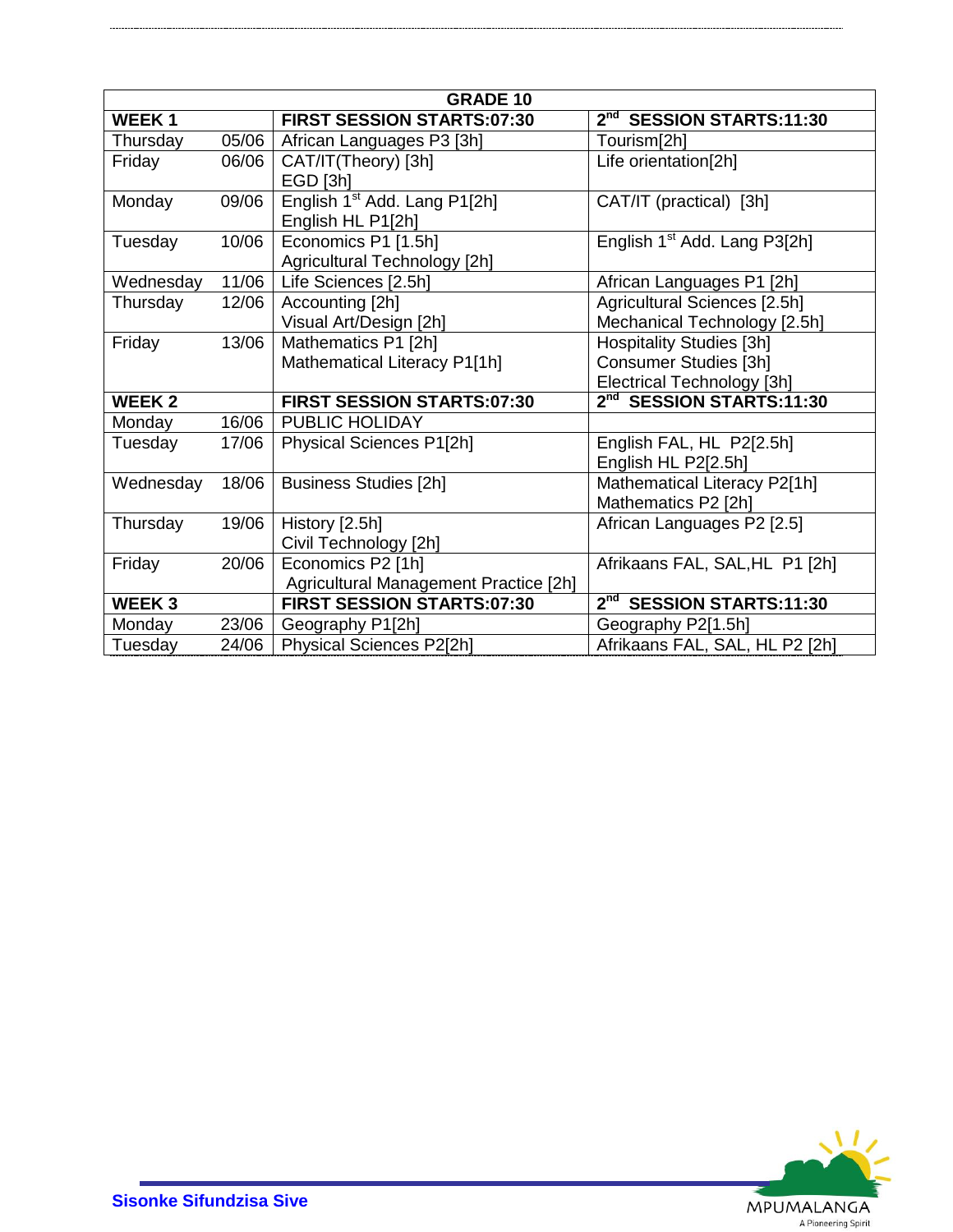| GRADE 10 | | | |
|---|---|---|---|
| **WEEK 1** | | **FIRST SESSION STARTS:07:30** | **2nd SESSION STARTS:11:30** |
| Thursday | 05/06 | African Languages P3 [3h] | Tourism[2h] |
| Friday | 06/06 | CAT/IT(Theory) [3h]<br>EGD [3h] | Life orientation[2h] |
| Monday | 09/06 | English 1st Add. Lang P1[2h]<br>English HL P1[2h] | CAT/IT (practical) [3h] |
| Tuesday | 10/06 | Economics P1 [1.5h]<br>Agricultural Technology [2h] | English 1st Add. Lang P3[2h] |
| Wednesday | 11/06 | Life Sciences [2.5h] | African Languages P1 [2h] |
| Thursday | 12/06 | Accounting [2h]<br>Visual Art/Design [2h] | Agricultural Sciences [2.5h]<br>Mechanical Technology [2.5h] |
| Friday | 13/06 | Mathematics P1 [2h]<br>Mathematical Literacy P1[1h] | Hospitality Studies [3h]<br>Consumer Studies [3h]<br>Electrical Technology [3h] |
| **WEEK 2** | | **FIRST SESSION STARTS:07:30** | **2nd SESSION STARTS:11:30** |
| Monday | 16/06 | PUBLIC HOLIDAY | |
| Tuesday | 17/06 | Physical Sciences P1[2h] | English FAL, HL P2[2.5h]<br>English HL P2[2.5h] |
| Wednesday | 18/06 | Business Studies [2h] | Mathematical Literacy P2[1h]<br>Mathematics P2 [2h] |
| Thursday | 19/06 | History [2.5h]<br>Civil Technology [2h] | African Languages P2 [2.5] |
| Friday | 20/06 | Economics P2 [1h]<br>Agricultural Management Practice [2h] | Afrikaans FAL, SAL,HL P1 [2h] |
| **WEEK 3** | | **FIRST SESSION STARTS:07:30** | **2nd SESSION STARTS:11:30** |
| Monday | 23/06 | Geography P1[2h] | Geography P2[1.5h] |
| Tuesday | 24/06 | Physical Sciences P2[2h] | Afrikaans FAL, SAL, HL P2 [2h] |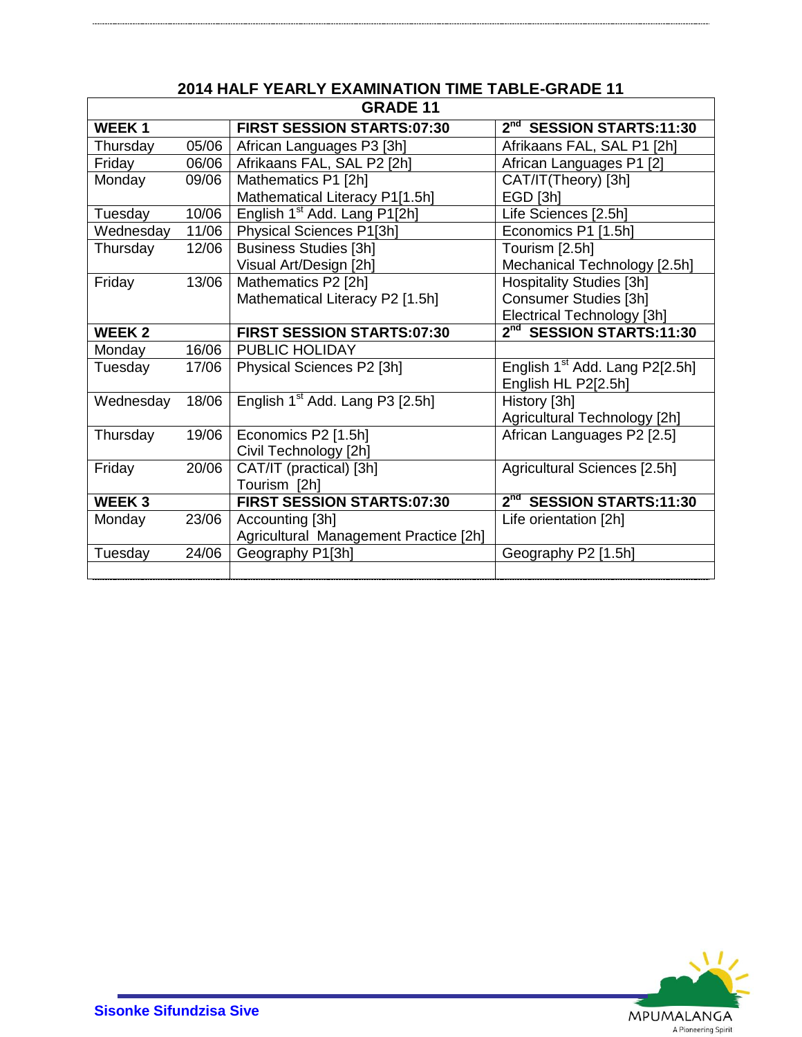## 2014 HALF YEARLY EXAMINATION TIME TABLE-GRADE 11

| GRADE 11 | | | |
|---|---|---|---|
| **WEEK 1** | | **FIRST SESSION STARTS:07:30** | **2nd SESSION STARTS:11:30** |
| Thursday | 05/06 | African Languages P3 [3h] | Afrikaans FAL, SAL P1 [2h] |
| Friday | 06/06 | Afrikaans FAL, SAL P2 [2h] | African Languages P1 [2] |
| Monday | 09/06 | Mathematics P1 [2h]<br>Mathematical Literacy P1[1.5h] | CAT/IT(Theory) [3h]<br>EGD [3h] |
| Tuesday | 10/06 | English 1st Add. Lang P1[2h] | Life Sciences [2.5h] |
| Wednesday | 11/06 | Physical Sciences P1[3h] | Economics P1 [1.5h] |
| Thursday | 12/06 | Business Studies [3h]<br>Visual Art/Design [2h] | Tourism [2.5h]<br>Mechanical Technology [2.5h] |
| Friday | 13/06 | Mathematics P2 [2h]<br>Mathematical Literacy P2 [1.5h] | Hospitality Studies [3h]<br>Consumer Studies [3h]<br>Electrical Technology [3h] |
| **WEEK 2** | | **FIRST SESSION STARTS:07:30** | **2nd SESSION STARTS:11:30** |
| Monday | 16/06 | PUBLIC HOLIDAY | |
| Tuesday | 17/06 | Physical Sciences P2 [3h] | English 1st Add. Lang P2[2.5h]<br>English HL P2[2.5h] |
| Wednesday | 18/06 | English 1st Add. Lang P3 [2.5h] | History [3h]<br>Agricultural Technology [2h] |
| Thursday | 19/06 | Economics P2 [1.5h]<br>Civil Technology [2h] | African Languages P2 [2.5] |
| Friday | 20/06 | CAT/IT (practical) [3h]<br>Tourism [2h] | Agricultural Sciences [2.5h] |
| **WEEK 3** | | **FIRST SESSION STARTS:07:30** | **2nd SESSION STARTS:11:30** |
| Monday | 23/06 | Accounting [3h]<br>Agricultural Management Practice [2h] | Life orientation [2h] |
| Tuesday | 24/06 | Geography P1[3h] | Geography P2 [1.5h] |
| | | | |

**Sisonke Sifundzisa Sive**

MPUMALANGA
A Pioneering Spirit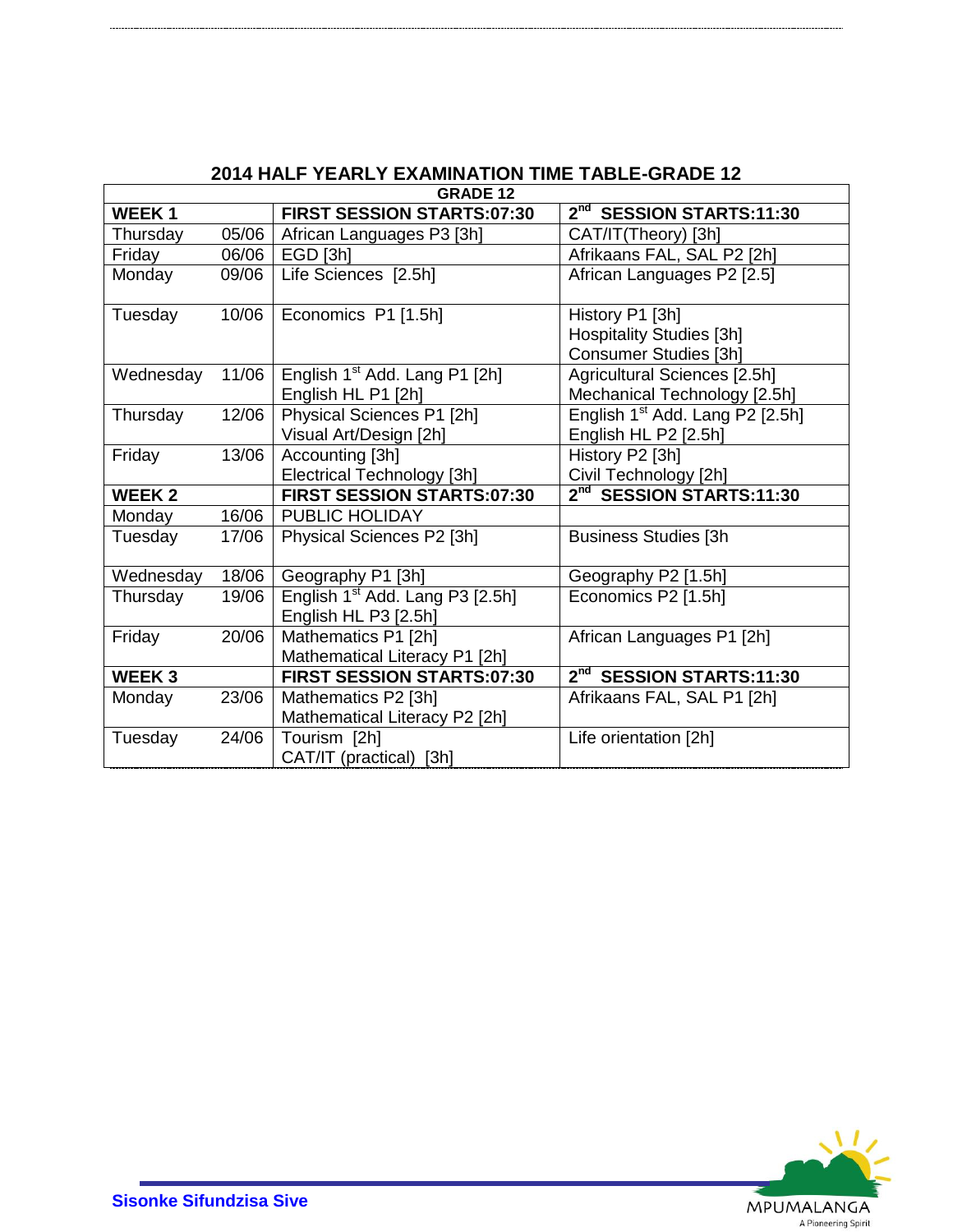## 2014 HALF YEARLY EXAMINATION TIME TABLE-GRADE 12

| GRADE 12 | | | |
|---|---|---|---|
| **WEEK 1** | | **FIRST SESSION STARTS:07:30** | **2nd SESSION STARTS:11:30** |
| Thursday | 05/06 | African Languages P3 [3h] | CAT/IT(Theory) [3h] |
| Friday | 06/06 | EGD [3h] | Afrikaans FAL, SAL P2 [2h] |
| Monday | 09/06 | Life Sciences [2.5h] | African Languages P2 [2.5] |
| Tuesday | 10/06 | Economics P1 [1.5h] | History P1 [3h]<br>Hospitality Studies [3h]<br>Consumer Studies [3h] |
| Wednesday | 11/06 | English 1st Add. Lang P1 [2h]<br>English HL P1 [2h] | Agricultural Sciences [2.5h]<br>Mechanical Technology [2.5h] |
| Thursday | 12/06 | Physical Sciences P1 [2h]<br>Visual Art/Design [2h] | English 1st Add. Lang P2 [2.5h]<br>English HL P2 [2.5h] |
| Friday | 13/06 | Accounting [3h]<br>Electrical Technology [3h] | History P2 [3h]<br>Civil Technology [2h] |
| **WEEK 2** | | **FIRST SESSION STARTS:07:30** | **2nd SESSION STARTS:11:30** |
| Monday | 16/06 | PUBLIC HOLIDAY | |
| Tuesday | 17/06 | Physical Sciences P2 [3h] | Business Studies [3h |
| Wednesday | 18/06 | Geography P1 [3h] | Geography P2 [1.5h] |
| Thursday | 19/06 | English 1st Add. Lang P3 [2.5h]<br>English HL P3 [2.5h] | Economics P2 [1.5h] |
| Friday | 20/06 | Mathematics P1 [2h]<br>Mathematical Literacy P1 [2h] | African Languages P1 [2h] |
| **WEEK 3** | | **FIRST SESSION STARTS:07:30** | **2nd SESSION STARTS:11:30** |
| Monday | 23/06 | Mathematics P2 [3h]<br>Mathematical Literacy P2 [2h] | Afrikaans FAL, SAL P1 [2h] |
| Tuesday | 24/06 | Tourism [2h]<br>CAT/IT (practical) [3h] | Life orientation [2h] |